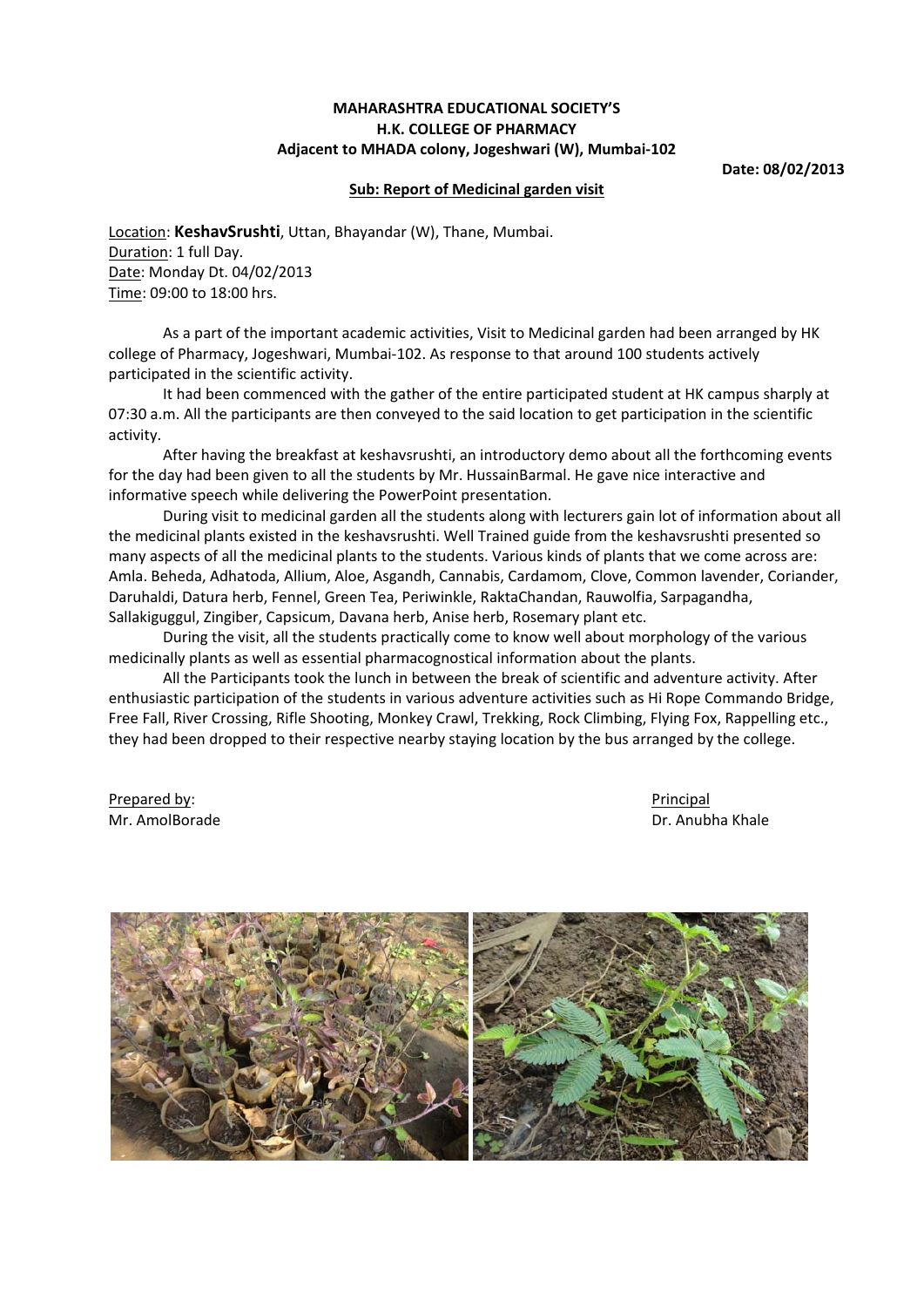**MAHARASHTRA EDUCATIONAL SOCIETY'S**
**H.K. COLLEGE OF PHARMACY**
**Adjacent to MHADA colony, Jogeshwari (W), Mumbai-102**

**Date: 08/02/2013**

**Sub: Report of Medicinal garden visit**

Location: **KeshavSrushti**, Uttan, Bhayandar (W), Thane, Mumbai.
Duration: 1 full Day.
Date: Monday Dt. 04/02/2013
Time: 09:00 to 18:00 hrs.

As a part of the important academic activities, Visit to Medicinal garden had been arranged by HK college of Pharmacy, Jogeshwari, Mumbai-102. As response to that around 100 students actively participated in the scientific activity.

It had been commenced with the gather of the entire participated student at HK campus sharply at 07:30 a.m. All the participants are then conveyed to the said location to get participation in the scientific activity.

After having the breakfast at keshavsrushti, an introductory demo about all the forthcoming events for the day had been given to all the students by Mr. HussainBarmal. He gave nice interactive and informative speech while delivering the PowerPoint presentation.

During visit to medicinal garden all the students along with lecturers gain lot of information about all the medicinal plants existed in the keshavsrushti. Well Trained guide from the keshavsrushti presented so many aspects of all the medicinal plants to the students. Various kinds of plants that we come across are: Amla. Beheda, Adhatoda, Allium, Aloe, Asgandh, Cannabis, Cardamom, Clove, Common lavender, Coriander, Daruhaldi, Datura herb, Fennel, Green Tea, Periwinkle, RaktaChandan, Rauwolfia, Sarpagandha, Sallakiguggul, Zingiber, Capsicum, Davana herb, Anise herb, Rosemary plant etc.

During the visit, all the students practically come to know well about morphology of the various medicinally plants as well as essential pharmacognostical information about the plants.

All the Participants took the lunch in between the break of scientific and adventure activity. After enthusiastic participation of the students in various adventure activities such as Hi Rope Commando Bridge, Free Fall, River Crossing, Rifle Shooting, Monkey Crawl, Trekking, Rock Climbing, Flying Fox, Rappelling etc., they had been dropped to their respective nearby staying location by the bus arranged by the college.

Prepared by:
Mr. AmolBorade

Principal
Dr. Anubha Khale